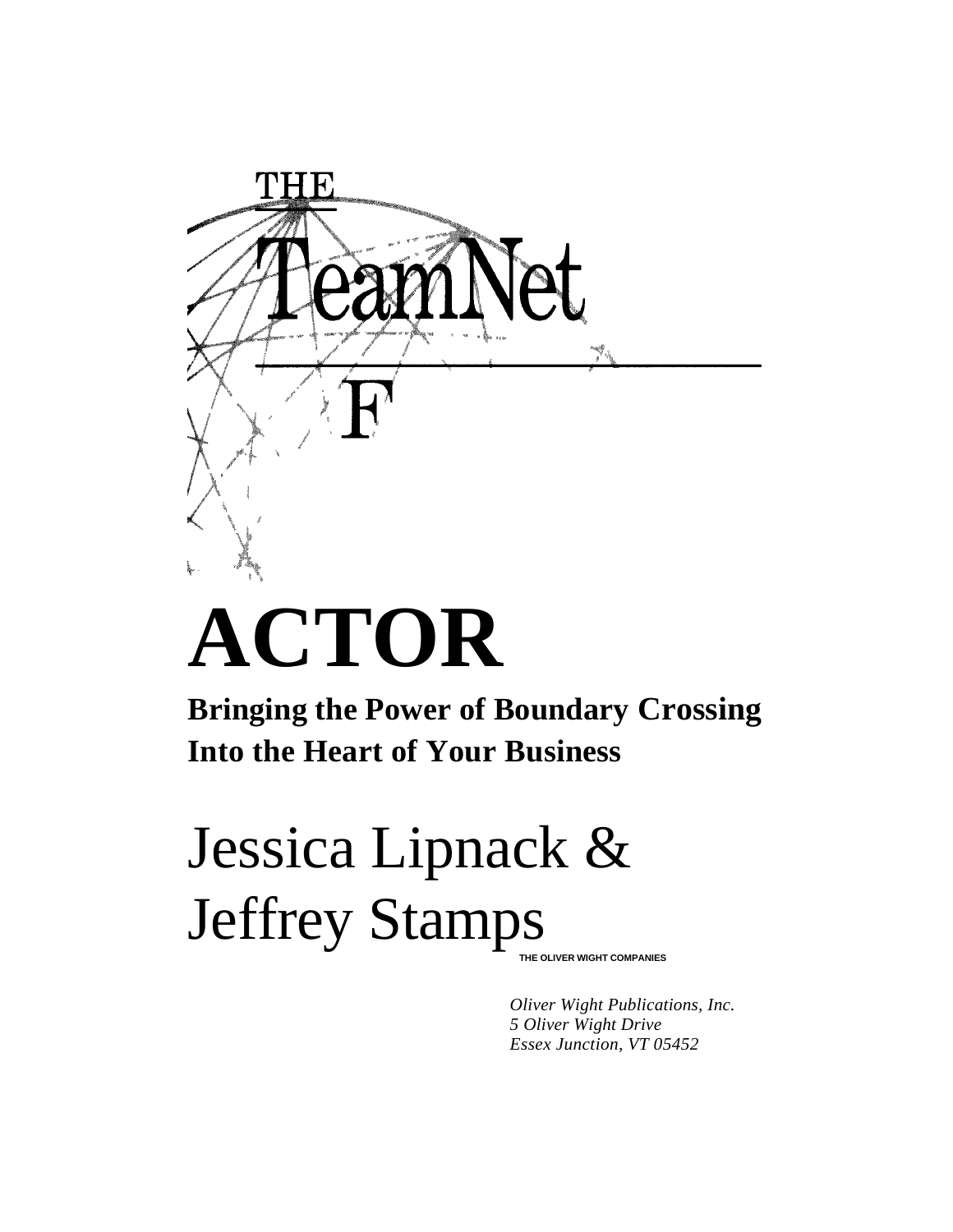THE

# TeamNet

# FACTOR

**Bringing the Power of Boundary Crossing Into the Heart of Your Business**

Jessica Lipnack & Jeffrey Stamps

THE OLIVER WIGHT COMPANIES

*Oliver Wight Publications, Inc.*
*5 Oliver Wight Drive*
*Essex Junction, VT 05452*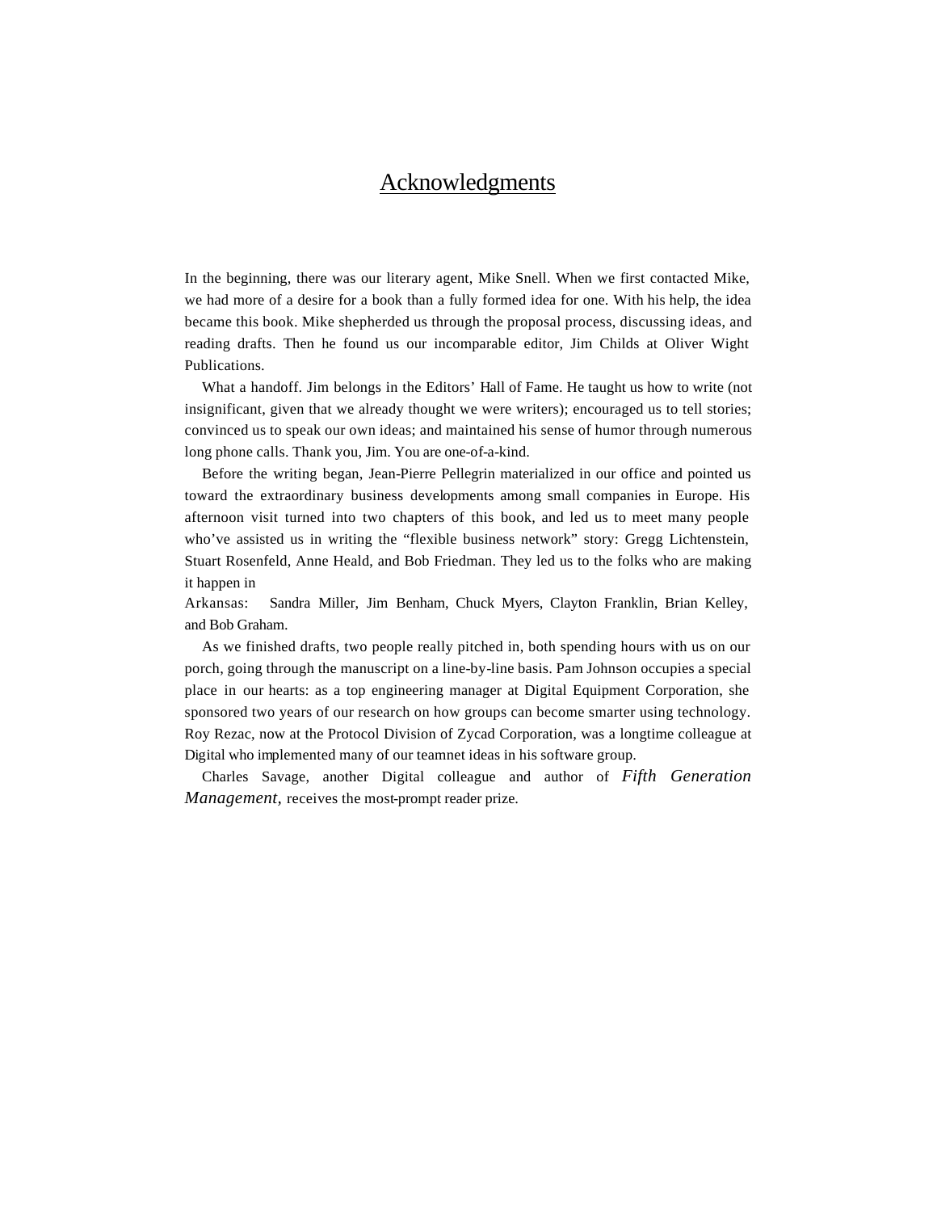# Acknowledgments

In the beginning, there was our literary agent, Mike Snell. When we first contacted Mike, we had more of a desire for a book than a fully formed idea for one. With his help, the idea became this book. Mike shepherded us through the proposal process, discussing ideas, and reading drafts. Then he found us our incomparable editor, Jim Childs at Oliver Wight Publications.

What a handoff. Jim belongs in the Editors' Hall of Fame. He taught us how to write (not insignificant, given that we already thought we were writers); encouraged us to tell stories; convinced us to speak our own ideas; and maintained his sense of humor through numerous long phone calls. Thank you, Jim. You are one-of-a-kind.

Before the writing began, Jean-Pierre Pellegrin materialized in our office and pointed us toward the extraordinary business developments among small companies in Europe. His afternoon visit turned into two chapters of this book, and led us to meet many people who've assisted us in writing the "flexible business network" story: Gregg Lichtenstein, Stuart Rosenfeld, Anne Heald, and Bob Friedman. They led us to the folks who are making it happen in Arkansas: Sandra Miller, Jim Benham, Chuck Myers, Clayton Franklin, Brian Kelley, and Bob Graham.

As we finished drafts, two people really pitched in, both spending hours with us on our porch, going through the manuscript on a line-by-line basis. Pam Johnson occupies a special place in our hearts: as a top engineering manager at Digital Equipment Corporation, she sponsored two years of our research on how groups can become smarter using technology. Roy Rezac, now at the Protocol Division of Zycad Corporation, was a longtime colleague at Digital who implemented many of our teamnet ideas in his software group.

Charles Savage, another Digital colleague and author of *Fifth Generation Management*, receives the most-prompt reader prize.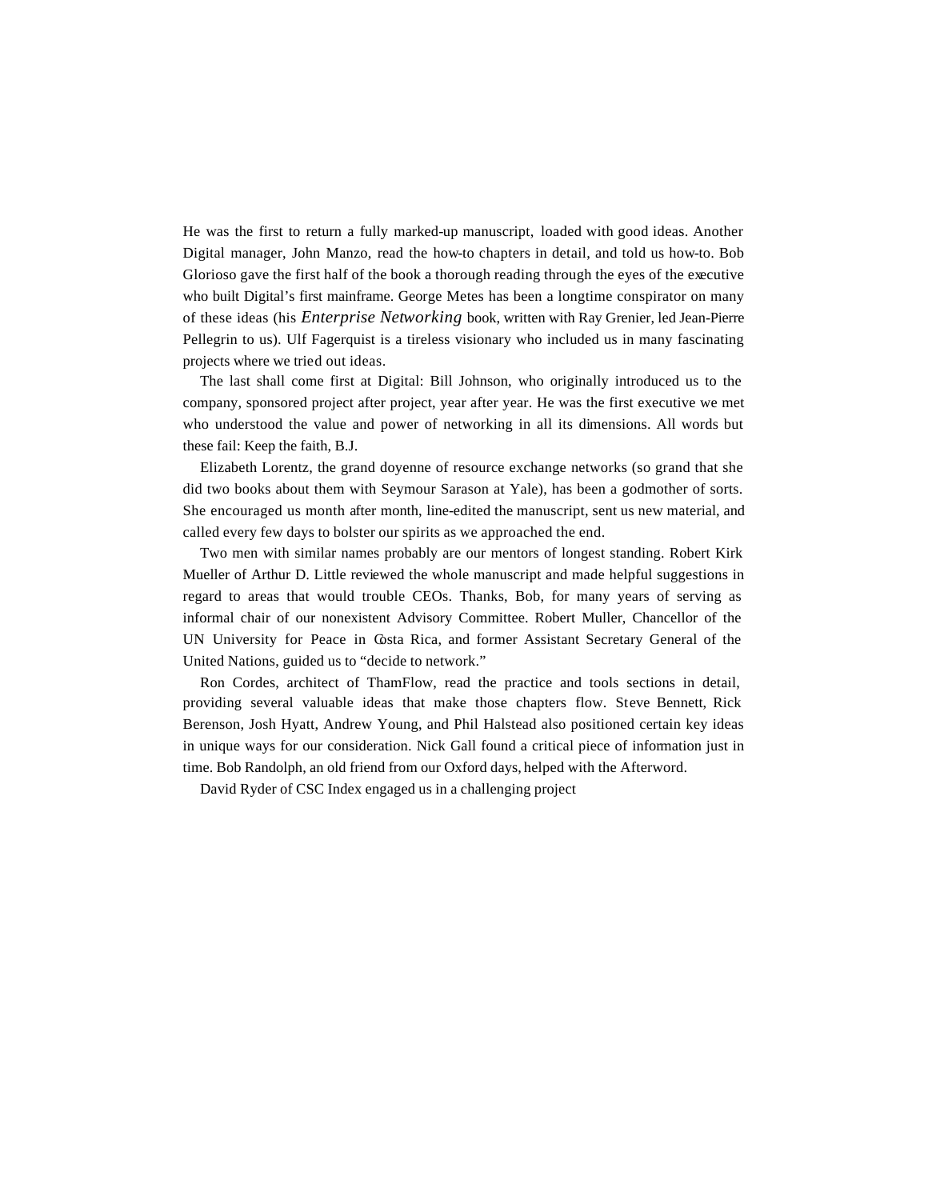He was the first to return a fully marked-up manuscript, loaded with good ideas. Another Digital manager, John Manzo, read the how-to chapters in detail, and told us how-to. Bob Glorioso gave the first half of the book a thorough reading through the eyes of the executive who built Digital's first mainframe. George Metes has been a longtime conspirator on many of these ideas (his *Enterprise Networking* book, written with Ray Grenier, led Jean-Pierre Pellegrin to us). Ulf Fagerquist is a tireless visionary who included us in many fascinating projects where we tried out ideas.

The last shall come first at Digital: Bill Johnson, who originally introduced us to the company, sponsored project after project, year after year. He was the first executive we met who understood the value and power of networking in all its dimensions. All words but these fail: Keep the faith, B.J.

Elizabeth Lorentz, the grand doyenne of resource exchange networks (so grand that she did two books about them with Seymour Sarason at Yale), has been a godmother of sorts. She encouraged us month after month, line-edited the manuscript, sent us new material, and called every few days to bolster our spirits as we approached the end.

Two men with similar names probably are our mentors of longest standing. Robert Kirk Mueller of Arthur D. Little reviewed the whole manuscript and made helpful suggestions in regard to areas that would trouble CEOs. Thanks, Bob, for many years of serving as informal chair of our nonexistent Advisory Committee. Robert Muller, Chancellor of the UN University for Peace in Costa Rica, and former Assistant Secretary General of the United Nations, guided us to "decide to network."

Ron Cordes, architect of ThamFlow, read the practice and tools sections in detail, providing several valuable ideas that make those chapters flow. Steve Bennett, Rick Berenson, Josh Hyatt, Andrew Young, and Phil Halstead also positioned certain key ideas in unique ways for our consideration. Nick Gall found a critical piece of information just in time. Bob Randolph, an old friend from our Oxford days, helped with the Afterword.

David Ryder of CSC Index engaged us in a challenging project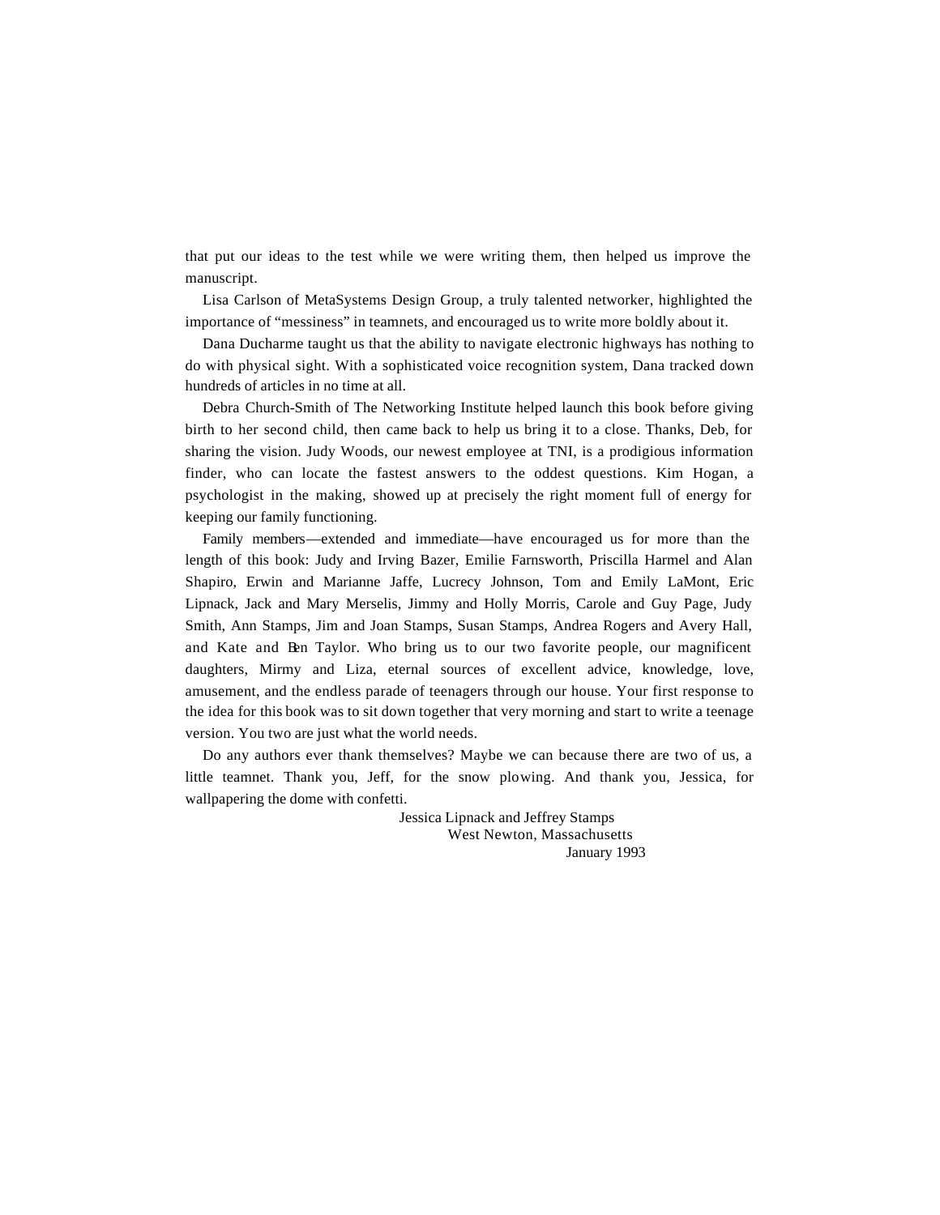that put our ideas to the test while we were writing them, then helped us improve the manuscript.

Lisa Carlson of MetaSystems Design Group, a truly talented networker, highlighted the importance of "messiness" in teamnets, and encouraged us to write more boldly about it.

Dana Ducharme taught us that the ability to navigate electronic highways has nothing to do with physical sight. With a sophisticated voice recognition system, Dana tracked down hundreds of articles in no time at all.

Debra Church-Smith of The Networking Institute helped launch this book before giving birth to her second child, then came back to help us bring it to a close. Thanks, Deb, for sharing the vision. Judy Woods, our newest employee at TNI, is a prodigious information finder, who can locate the fastest answers to the oddest questions. Kim Hogan, a psychologist in the making, showed up at precisely the right moment full of energy for keeping our family functioning.

Family members—extended and immediate—have encouraged us for more than the length of this book: Judy and Irving Bazer, Emilie Farnsworth, Priscilla Harmel and Alan Shapiro, Erwin and Marianne Jaffe, Lucrecy Johnson, Tom and Emily LaMont, Eric Lipnack, Jack and Mary Merselis, Jimmy and Holly Morris, Carole and Guy Page, Judy Smith, Ann Stamps, Jim and Joan Stamps, Susan Stamps, Andrea Rogers and Avery Hall, and Kate and Ben Taylor. Who bring us to our two favorite people, our magnificent daughters, Mirmy and Liza, eternal sources of excellent advice, knowledge, love, amusement, and the endless parade of teenagers through our house. Your first response to the idea for this book was to sit down together that very morning and start to write a teenage version. You two are just what the world needs.

Do any authors ever thank themselves? Maybe we can because there are two of us, a little teamnet. Thank you, Jeff, for the snow plowing. And thank you, Jessica, for wallpapering the dome with confetti.

Jessica Lipnack and Jeffrey Stamps
West Newton, Massachusetts
January 1993